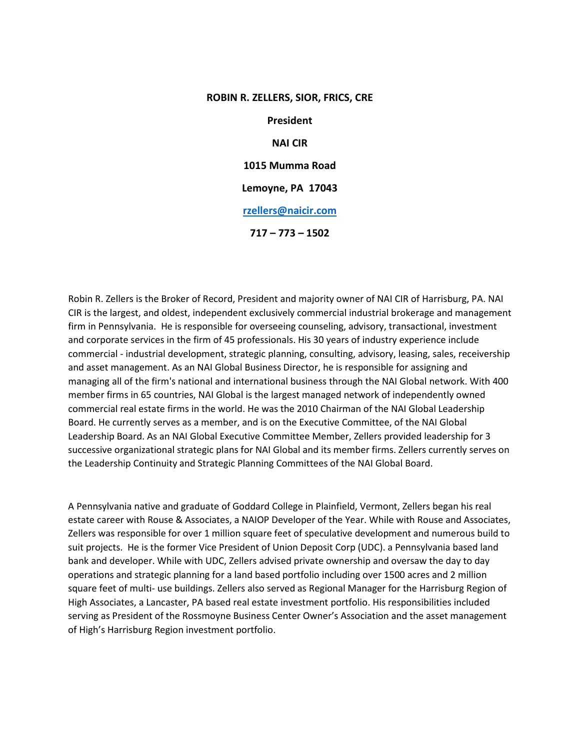**ROBIN R. ZELLERS, SIOR, FRICS, CRE**

**President**

**NAI CIR**

**1015 Mumma Road**

**Lemoyne, PA 17043**

**rzellers@naicir.com**

**717 – 773 – 1502**

Robin R. Zellers is the Broker of Record, President and majority owner of NAI CIR of Harrisburg, PA. NAI CIR is the largest, and oldest, independent exclusively commercial industrial brokerage and management firm in Pennsylvania. He is responsible for overseeing counseling, advisory, transactional, investment and corporate services in the firm of 45 professionals. His 30 years of industry experience include commercial - industrial development, strategic planning, consulting, advisory, leasing, sales, receivership and asset management. As an NAI Global Business Director, he is responsible for assigning and managing all of the firm's national and international business through the NAI Global network. With 400 member firms in 65 countries, NAI Global is the largest managed network of independently owned commercial real estate firms in the world. He was the 2010 Chairman of the NAI Global Leadership Board. He currently serves as a member, and is on the Executive Committee, of the NAI Global Leadership Board. As an NAI Global Executive Committee Member, Zellers provided leadership for 3 successive organizational strategic plans for NAI Global and its member firms. Zellers currently serves on the Leadership Continuity and Strategic Planning Committees of the NAI Global Board.

A Pennsylvania native and graduate of Goddard College in Plainfield, Vermont, Zellers began his real estate career with Rouse & Associates, a NAIOP Developer of the Year. While with Rouse and Associates, Zellers was responsible for over 1 million square feet of speculative development and numerous build to suit projects. He is the former Vice President of Union Deposit Corp (UDC). a Pennsylvania based land bank and developer. While with UDC, Zellers advised private ownership and oversaw the day to day operations and strategic planning for a land based portfolio including over 1500 acres and 2 million square feet of multi- use buildings. Zellers also served as Regional Manager for the Harrisburg Region of High Associates, a Lancaster, PA based real estate investment portfolio. His responsibilities included serving as President of the Rossmoyne Business Center Owner's Association and the asset management of High's Harrisburg Region investment portfolio.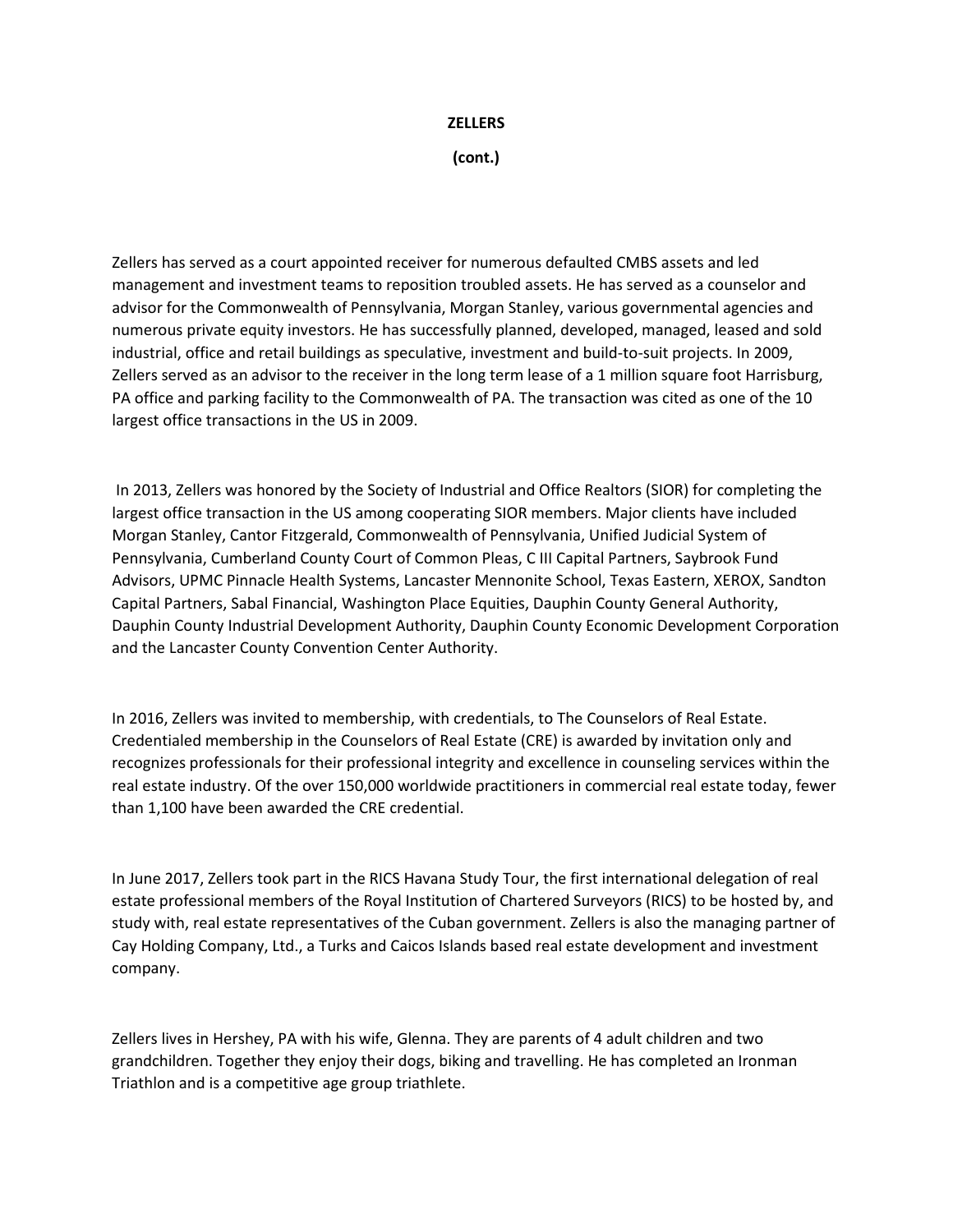**ZELLERS**

**(cont.)**

Zellers has served as a court appointed receiver for numerous defaulted CMBS assets and led management and investment teams to reposition troubled assets. He has served as a counselor and advisor for the Commonwealth of Pennsylvania, Morgan Stanley, various governmental agencies and numerous private equity investors. He has successfully planned, developed, managed, leased and sold industrial, office and retail buildings as speculative, investment and build-to-suit projects. In 2009, Zellers served as an advisor to the receiver in the long term lease of a 1 million square foot Harrisburg, PA office and parking facility to the Commonwealth of PA. The transaction was cited as one of the 10 largest office transactions in the US in 2009.

In 2013, Zellers was honored by the Society of Industrial and Office Realtors (SIOR) for completing the largest office transaction in the US among cooperating SIOR members. Major clients have included Morgan Stanley, Cantor Fitzgerald, Commonwealth of Pennsylvania, Unified Judicial System of Pennsylvania, Cumberland County Court of Common Pleas, C III Capital Partners, Saybrook Fund Advisors, UPMC Pinnacle Health Systems, Lancaster Mennonite School, Texas Eastern, XEROX, Sandton Capital Partners, Sabal Financial, Washington Place Equities, Dauphin County General Authority, Dauphin County Industrial Development Authority, Dauphin County Economic Development Corporation and the Lancaster County Convention Center Authority.

In 2016, Zellers was invited to membership, with credentials, to The Counselors of Real Estate. Credentialed membership in the Counselors of Real Estate (CRE) is awarded by invitation only and recognizes professionals for their professional integrity and excellence in counseling services within the real estate industry. Of the over 150,000 worldwide practitioners in commercial real estate today, fewer than 1,100 have been awarded the CRE credential.

In June 2017, Zellers took part in the RICS Havana Study Tour, the first international delegation of real estate professional members of the Royal Institution of Chartered Surveyors (RICS) to be hosted by, and study with, real estate representatives of the Cuban government. Zellers is also the managing partner of Cay Holding Company, Ltd., a Turks and Caicos Islands based real estate development and investment company.

Zellers lives in Hershey, PA with his wife, Glenna. They are parents of 4 adult children and two grandchildren. Together they enjoy their dogs, biking and travelling. He has completed an Ironman Triathlon and is a competitive age group triathlete.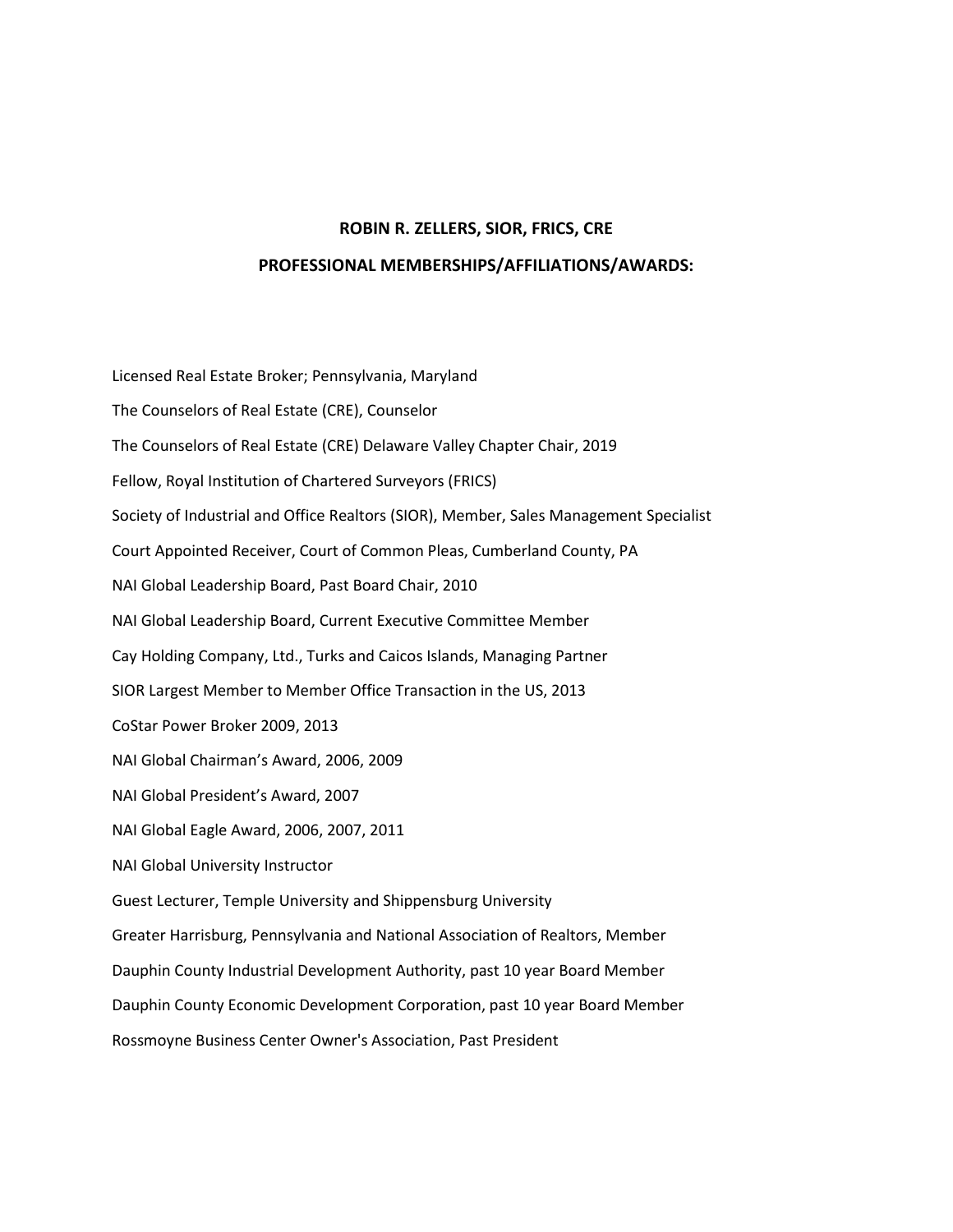## ROBIN R. ZELLERS, SIOR, FRICS, CRE

## PROFESSIONAL MEMBERSHIPS/AFFILIATIONS/AWARDS:

Licensed Real Estate Broker; Pennsylvania, Maryland

The Counselors of Real Estate (CRE), Counselor

The Counselors of Real Estate (CRE) Delaware Valley Chapter Chair, 2019

Fellow, Royal Institution of Chartered Surveyors (FRICS)

Society of Industrial and Office Realtors (SIOR), Member, Sales Management Specialist

Court Appointed Receiver, Court of Common Pleas, Cumberland County, PA

NAI Global Leadership Board, Past Board Chair, 2010

NAI Global Leadership Board, Current Executive Committee Member

Cay Holding Company, Ltd., Turks and Caicos Islands, Managing Partner

SIOR Largest Member to Member Office Transaction in the US, 2013

CoStar Power Broker 2009, 2013

NAI Global Chairman's Award, 2006, 2009

NAI Global President's Award, 2007

NAI Global Eagle Award, 2006, 2007, 2011

NAI Global University Instructor

Guest Lecturer, Temple University and Shippensburg University

Greater Harrisburg, Pennsylvania and National Association of Realtors, Member

Dauphin County Industrial Development Authority, past 10 year Board Member

Dauphin County Economic Development Corporation, past 10 year Board Member

Rossmoyne Business Center Owner's Association, Past President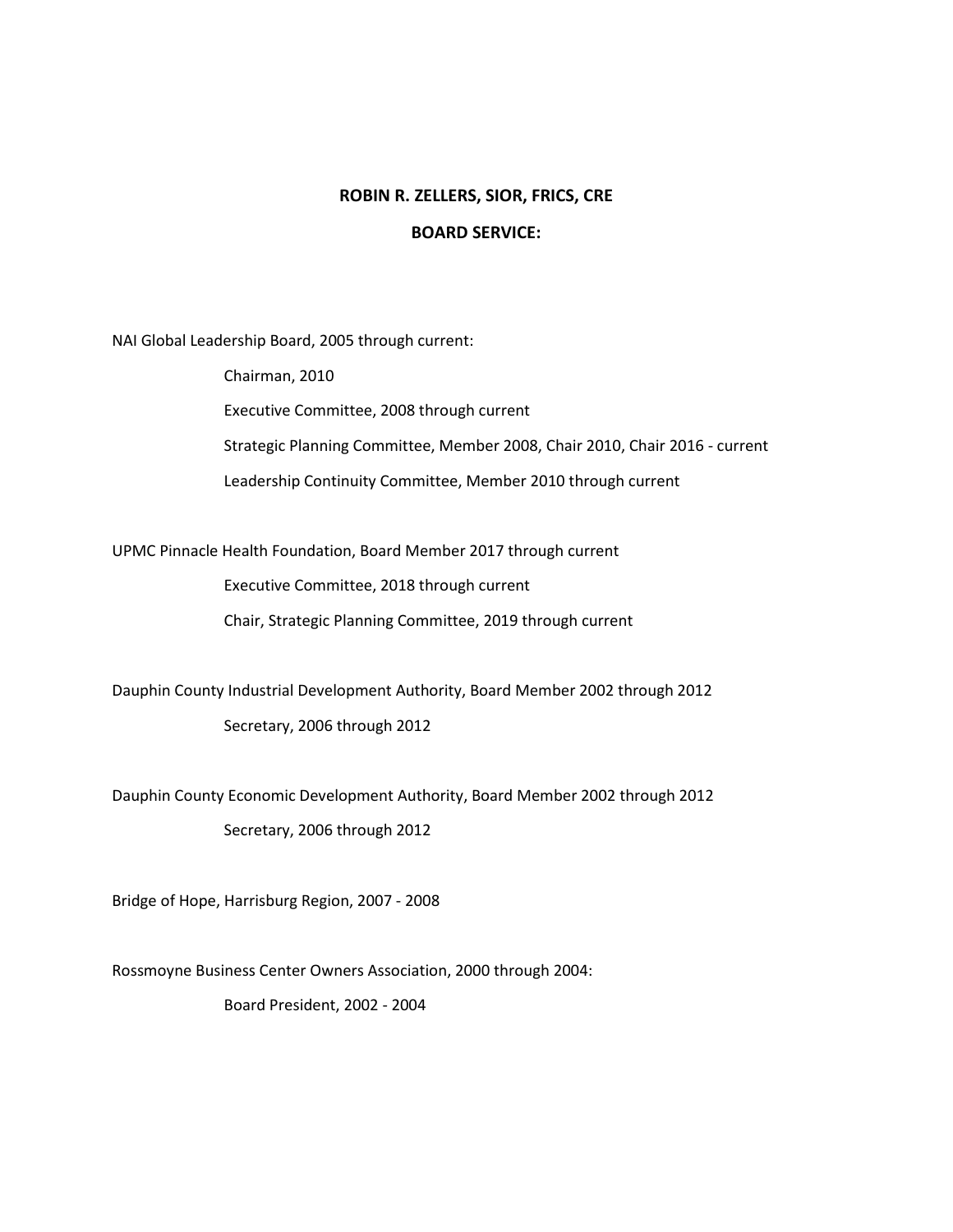**ROBIN R. ZELLERS, SIOR, FRICS, CRE**

**BOARD SERVICE:**

NAI Global Leadership Board, 2005 through current:

- Chairman, 2010
- Executive Committee, 2008 through current
- Strategic Planning Committee, Member 2008, Chair 2010, Chair 2016 - current
- Leadership Continuity Committee, Member 2010 through current

UPMC Pinnacle Health Foundation, Board Member 2017 through current

- Executive Committee, 2018 through current
- Chair, Strategic Planning Committee, 2019 through current

Dauphin County Industrial Development Authority, Board Member 2002 through 2012

- Secretary, 2006 through 2012

Dauphin County Economic Development Authority, Board Member 2002 through 2012

- Secretary, 2006 through 2012

Bridge of Hope, Harrisburg Region, 2007 - 2008

Rossmoyne Business Center Owners Association, 2000 through 2004:

- Board President, 2002 - 2004